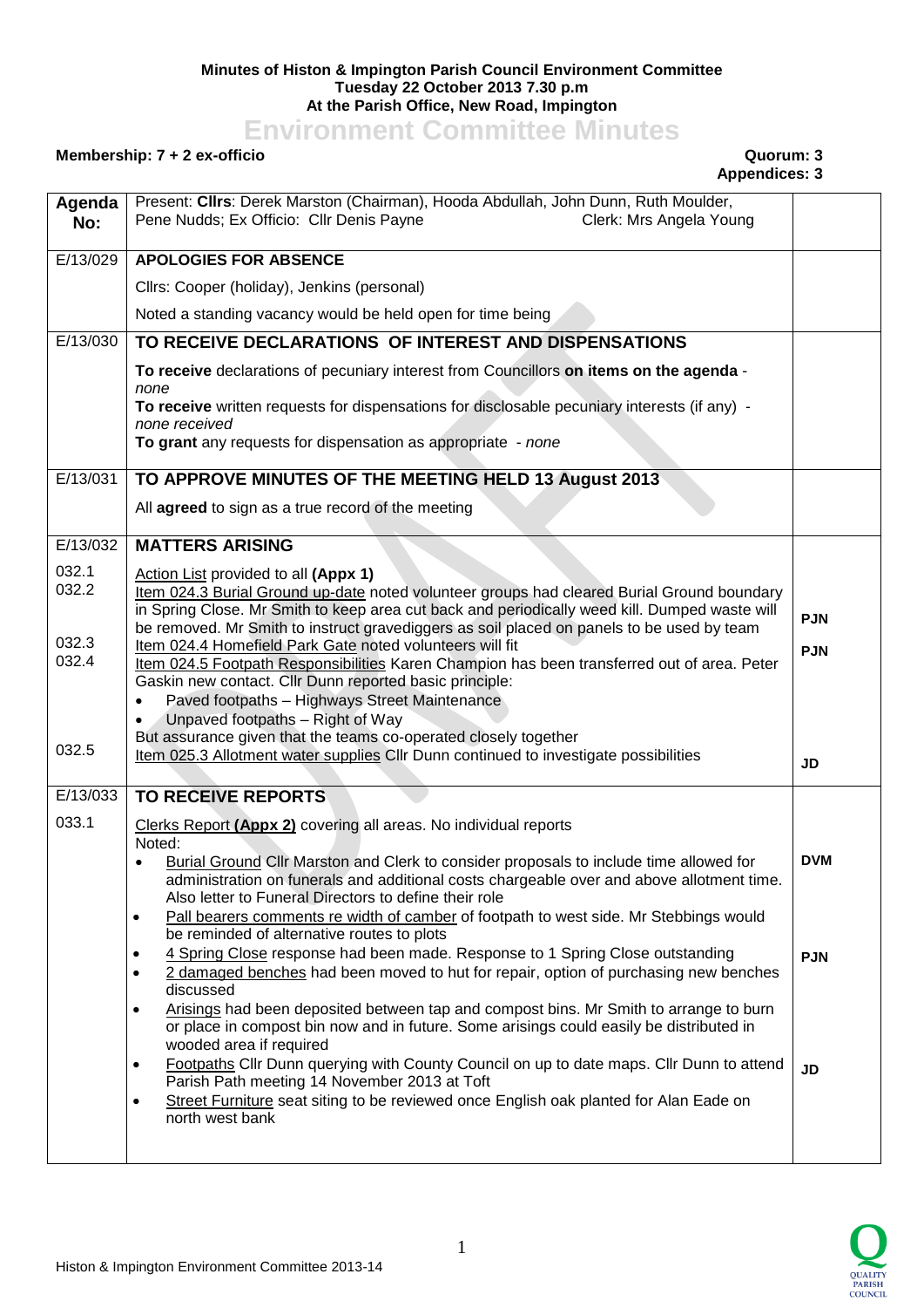**Minutes of Histon & Impington Parish Council Environment Committee**
**Tuesday 22 October 2013 7.30 p.m**
**At the Parish Office, New Road, Impington**

# Environment Committee Minutes

**Membership: 7 + 2 ex-officio** **Quorum: 3**
**Appendices: 3**

| Agenda No: | Present: **Cllrs**: Derek Marston (Chairman), Hooda Abdullah, John Dunn, Ruth Moulder, Pene Nudds; Ex Officio: Cllr Denis Payne Clerk: Mrs Angela Young | |
|---|---|---|
| E/13/029 | **APOLOGIES FOR ABSENCE**<br>Cllrs: Cooper (holiday), Jenkins (personal)<br>Noted a standing vacancy would be held open for time being | |
| E/13/030 | **TO RECEIVE DECLARATIONS OF INTEREST AND DISPENSATIONS**<br>**To receive** declarations of pecuniary interest from Councillors **on items on the agenda** - *none*<br>**To receive** written requests for dispensations for disclosable pecuniary interests (if any) - *none received*<br>**To grant** any requests for dispensation as appropriate - *none* | |
| E/13/031 | **TO APPROVE MINUTES OF THE MEETING HELD 13 August 2013**<br>All **agreed** to sign as a true record of the meeting | |
| E/13/032 | **MATTERS ARISING** | |
| 032.1 | Action List provided to all **(Appx 1)** | |
| 032.2 | Item 024.3 Burial Ground up-date noted volunteer groups had cleared Burial Ground boundary in Spring Close. Mr Smith to keep area cut back and periodically weed kill. Dumped waste will be removed. Mr Smith to instruct gravediggers as soil placed on panels to be used by team | **PJN** |
| 032.3 | Item 024.4 Homefield Park Gate noted volunteers will fit | **PJN** |
| 032.4 | Item 024.5 Footpath Responsibilities Karen Champion has been transferred out of area. Peter Gaskin new contact. Cllr Dunn reported basic principle:<br>• Paved footpaths – Highways Street Maintenance<br>• Unpaved footpaths – Right of Way<br>But assurance given that the teams co-operated closely together | |
| 032.5 | Item 025.3 Allotment water supplies Cllr Dunn continued to investigate possibilities | **JD** |
| E/13/033 | **TO RECEIVE REPORTS** | |
| 033.1 | Clerks Report **(Appx 2)** covering all areas. No individual reports<br>Noted:<br>• Burial Ground Cllr Marston and Clerk to consider proposals to include time allowed for administration on funerals and additional costs chargeable over and above allotment time. Also letter to Funeral Directors to define their role | **DVM** |
| | • Pall bearers comments re width of camber of footpath to west side. Mr Stebbings would be reminded of alternative routes to plots<br>• 4 Spring Close response had been made. Response to 1 Spring Close outstanding<br>• 2 damaged benches had been moved to hut for repair, option of purchasing new benches discussed | **PJN** |
| | • Arisings had been deposited between tap and compost bins. Mr Smith to arrange to burn or place in compost bin now and in future. Some arisings could easily be distributed in wooded area if required<br>• Footpaths Cllr Dunn querying with County Council on up to date maps. Cllr Dunn to attend Parish Path meeting 14 November 2013 at Toft | **JD** |
| | • Street Furniture seat siting to be reviewed once English oak planted for Alan Eade on north west bank | |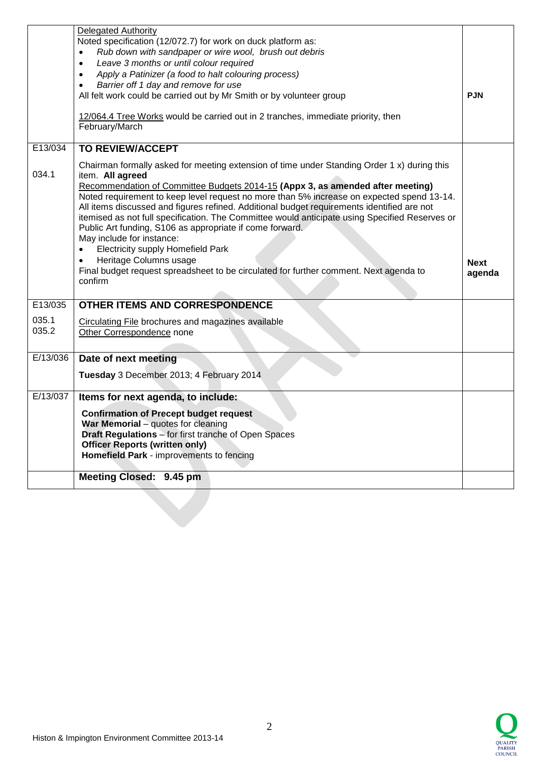| | | |
|---|---|---|
| | Delegated Authority<br>Noted specification (12/072.7) for work on duck platform as:<br>• *Rub down with sandpaper or wire wool, brush out debris*<br>• *Leave 3 months or until colour required*<br>• *Apply a Patinizer (a food to halt colouring process)*<br>• *Barrier off 1 day and remove for use*<br>All felt work could be carried out by Mr Smith or by volunteer group<br><br>12/064.4 Tree Works would be carried out in 2 tranches, immediate priority, then February/March | **PJN** |
| E13/034<br><br>034.1 | **TO REVIEW/ACCEPT**<br><br>Chairman formally asked for meeting extension of time under Standing Order 1 x) during this item. **All agreed**<br>Recommendation of Committee Budgets 2014-15 **(Appx 3, as amended after meeting)**<br>Noted requirement to keep level request no more than 5% increase on expected spend 13-14. All items discussed and figures refined. Additional budget requirements identified are not itemised as not full specification. The Committee would anticipate using Specified Reserves or Public Art funding, S106 as appropriate if come forward.<br>May include for instance:<br>• Electricity supply Homefield Park<br>• Heritage Columns usage<br>Final budget request spreadsheet to be circulated for further comment. Next agenda to confirm | **Next agenda** |
| E13/035<br><br>035.1<br>035.2 | **OTHER ITEMS AND CORRESPONDENCE**<br><br>Circulating File brochures and magazines available<br>Other Correspondence none | |
| E/13/036 | **Date of next meeting**<br><br>**Tuesday** 3 December 2013; 4 February 2014 | |
| E/13/037 | **Items for next agenda, to include:**<br><br>**Confirmation of Precept budget request**<br>**War Memorial** – quotes for cleaning<br>**Draft Regulations** – for first tranche of Open Spaces<br>**Officer Reports (written only)**<br>**Homefield Park** - improvements to fencing | |
| | **Meeting Closed: 9.45 pm** | |